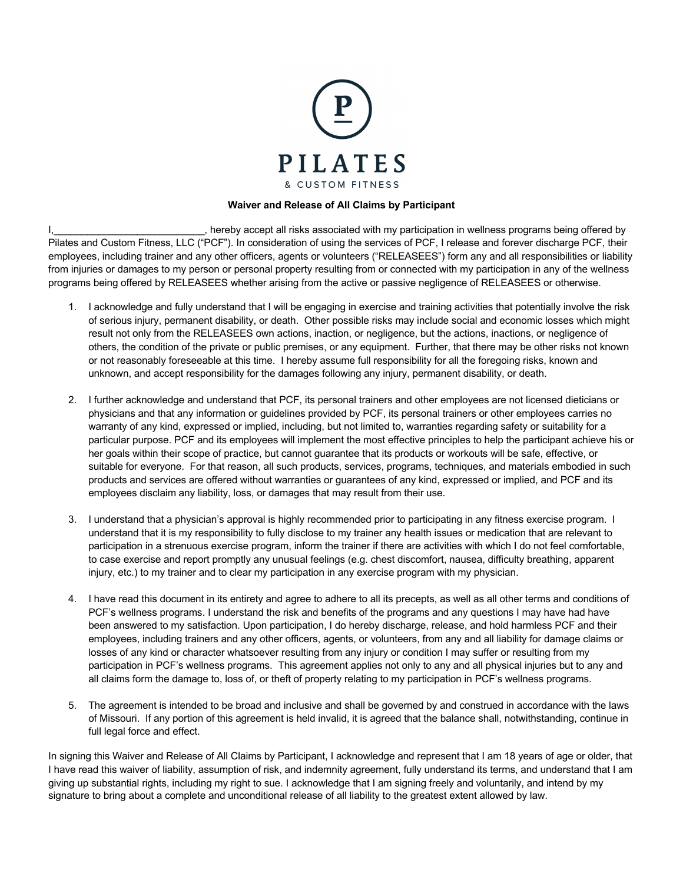PILATES

& CUSTOM FITNESS

**Waiver and Release of All Claims by Participant**

I,___________________________, hereby accept all risks associated with my participation in wellness programs being offered by Pilates and Custom Fitness, LLC ("PCF"). In consideration of using the services of PCF, I release and forever discharge PCF, their employees, including trainer and any other officers, agents or volunteers ("RELEASEES") form any and all responsibilities or liability from injuries or damages to my person or personal property resulting from or connected with my participation in any of the wellness programs being offered by RELEASEES whether arising from the active or passive negligence of RELEASEES or otherwise.

1. I acknowledge and fully understand that I will be engaging in exercise and training activities that potentially involve the risk of serious injury, permanent disability, or death. Other possible risks may include social and economic losses which might result not only from the RELEASEES own actions, inaction, or negligence, but the actions, inactions, or negligence of others, the condition of the private or public premises, or any equipment. Further, that there may be other risks not known or not reasonably foreseeable at this time. I hereby assume full responsibility for all the foregoing risks, known and unknown, and accept responsibility for the damages following any injury, permanent disability, or death.

2. I further acknowledge and understand that PCF, its personal trainers and other employees are not licensed dieticians or physicians and that any information or guidelines provided by PCF, its personal trainers or other employees carries no warranty of any kind, expressed or implied, including, but not limited to, warranties regarding safety or suitability for a particular purpose. PCF and its employees will implement the most effective principles to help the participant achieve his or her goals within their scope of practice, but cannot guarantee that its products or workouts will be safe, effective, or suitable for everyone. For that reason, all such products, services, programs, techniques, and materials embodied in such products and services are offered without warranties or guarantees of any kind, expressed or implied, and PCF and its employees disclaim any liability, loss, or damages that may result from their use.

3. I understand that a physician's approval is highly recommended prior to participating in any fitness exercise program. I understand that it is my responsibility to fully disclose to my trainer any health issues or medication that are relevant to participation in a strenuous exercise program, inform the trainer if there are activities with which I do not feel comfortable, to case exercise and report promptly any unusual feelings (e.g. chest discomfort, nausea, difficulty breathing, apparent injury, etc.) to my trainer and to clear my participation in any exercise program with my physician.

4. I have read this document in its entirety and agree to adhere to all its precepts, as well as all other terms and conditions of PCF's wellness programs. I understand the risk and benefits of the programs and any questions I may have had have been answered to my satisfaction. Upon participation, I do hereby discharge, release, and hold harmless PCF and their employees, including trainers and any other officers, agents, or volunteers, from any and all liability for damage claims or losses of any kind or character whatsoever resulting from any injury or condition I may suffer or resulting from my participation in PCF's wellness programs. This agreement applies not only to any and all physical injuries but to any and all claims form the damage to, loss of, or theft of property relating to my participation in PCF's wellness programs.

5. The agreement is intended to be broad and inclusive and shall be governed by and construed in accordance with the laws of Missouri. If any portion of this agreement is held invalid, it is agreed that the balance shall, notwithstanding, continue in full legal force and effect.

In signing this Waiver and Release of All Claims by Participant, I acknowledge and represent that I am 18 years of age or older, that I have read this waiver of liability, assumption of risk, and indemnity agreement, fully understand its terms, and understand that I am giving up substantial rights, including my right to sue. I acknowledge that I am signing freely and voluntarily, and intend by my signature to bring about a complete and unconditional release of all liability to the greatest extent allowed by law.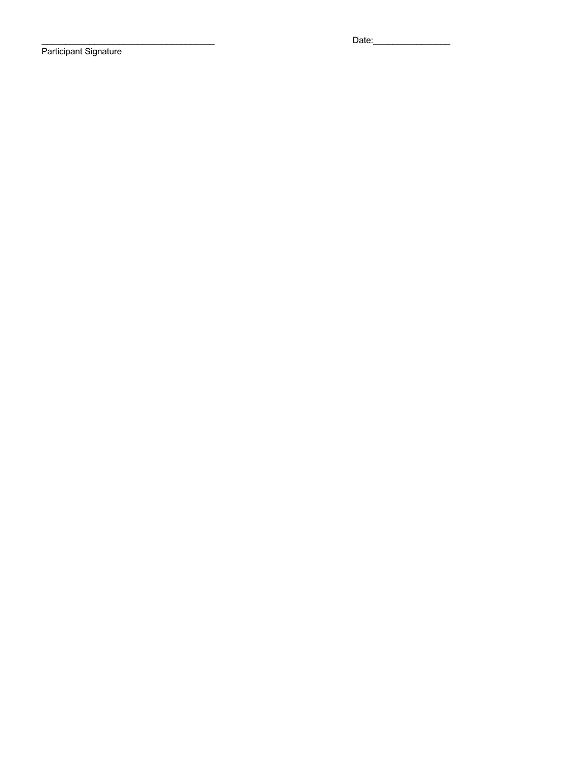\_\_\_\_\_\_\_\_\_\_\_\_\_\_\_\_\_\_\_\_\_\_\_\_\_\_\_\_\_\_\_\_\_\_\_\_ Date:\_\_\_\_\_\_\_\_\_\_\_\_\_\_\_\_
Participant Signature